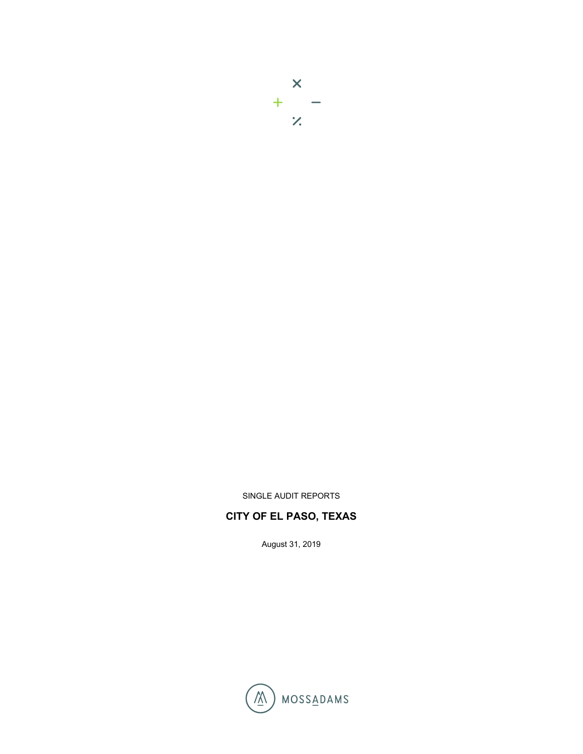SINGLE AUDIT REPORTS

# CITY OF EL PASO, TEXAS

August 31, 2019

MOSSADAMS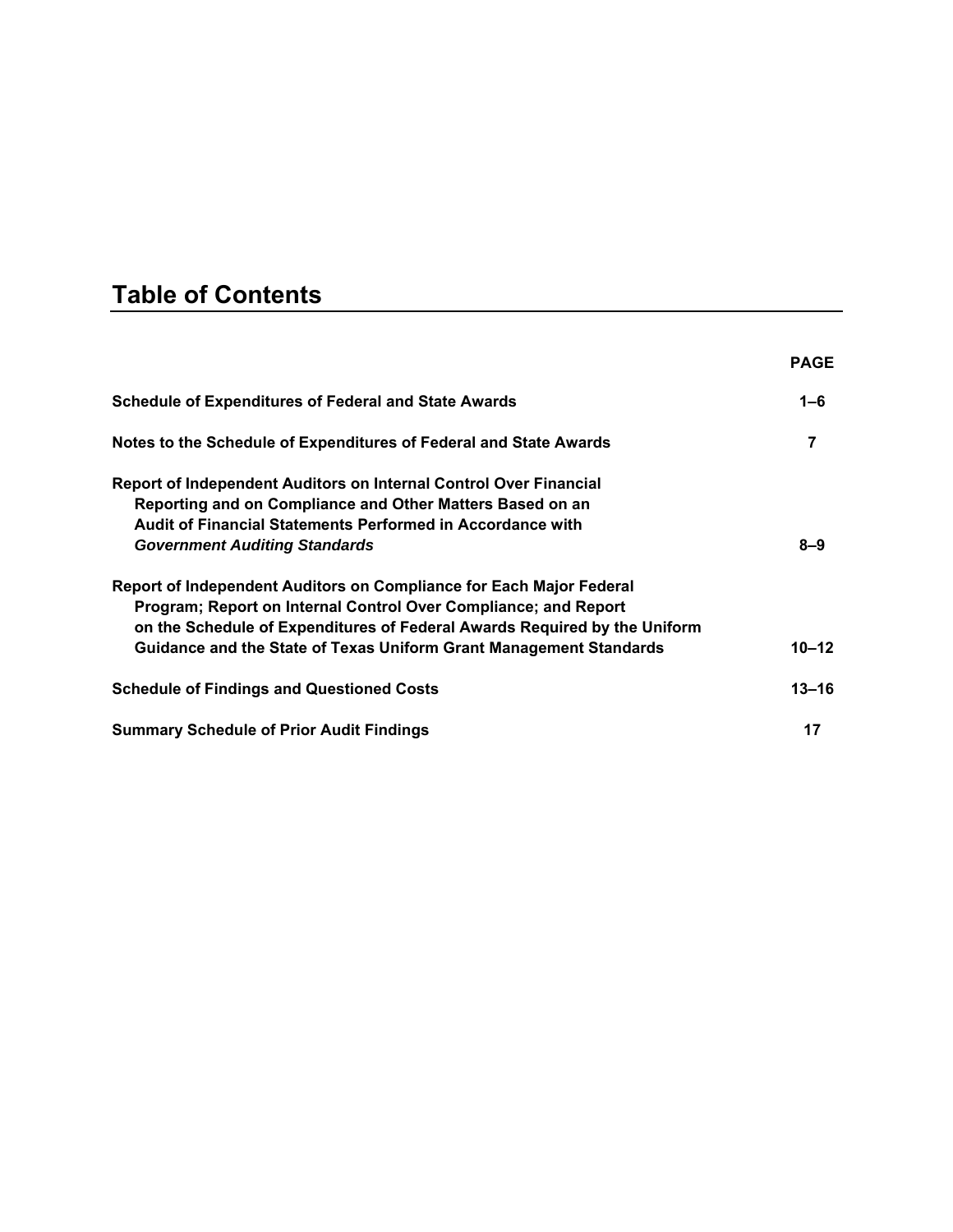# Table of Contents

| | PAGE |
|---|---|
| **Schedule of Expenditures of Federal and State Awards** | **1–6** |
| **Notes to the Schedule of Expenditures of Federal and State Awards** | **7** |
| **Report of Independent Auditors on Internal Control Over Financial Reporting and on Compliance and Other Matters Based on an Audit of Financial Statements Performed in Accordance with *Government Auditing Standards*** | **8–9** |
| **Report of Independent Auditors on Compliance for Each Major Federal Program; Report on Internal Control Over Compliance; and Report on the Schedule of Expenditures of Federal Awards Required by the Uniform Guidance and the State of Texas Uniform Grant Management Standards** | **10–12** |
| **Schedule of Findings and Questioned Costs** | **13–16** |
| **Summary Schedule of Prior Audit Findings** | **17** |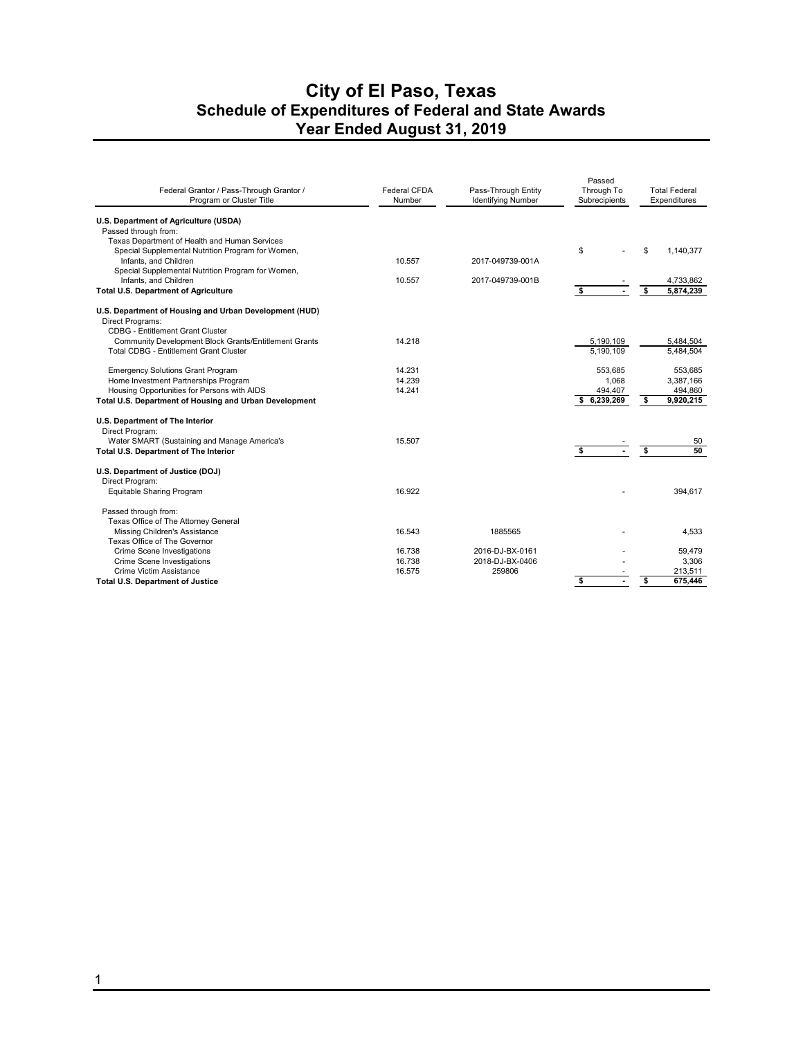# City of El Paso, Texas
## Schedule of Expenditures of Federal and State Awards
## Year Ended August 31, 2019

| Federal Grantor / Pass-Through Grantor / Program or Cluster Title | Federal CFDA Number | Pass-Through Entity Identifying Number | Passed Through To Subrecipients | Total Federal Expenditures |
|---|---|---|---|---|
| **U.S. Department of Agriculture (USDA)** | | | | |
| Passed through from: | | | | |
| Texas Department of Health and Human Services | | | | |
| Special Supplemental Nutrition Program for Women, Infants, and Children | 10.557 | 2017-049739-001A | $ - | $ 1,140,377 |
| Special Supplemental Nutrition Program for Women, Infants, and Children | 10.557 | 2017-049739-001B | - | 4,733,862 |
| **Total U.S. Department of Agriculture** | | | **$ -** | **$ 5,874,239** |
| **U.S. Department of Housing and Urban Development (HUD)** | | | | |
| Direct Programs: | | | | |
| CDBG - Entitlement Grant Cluster | | | | |
| Community Development Block Grants/Entitlement Grants | 14.218 | | 5,190,109 | 5,484,504 |
| Total CDBG - Entitlement Grant Cluster | | | 5,190,109 | 5,484,504 |
| Emergency Solutions Grant Program | 14.231 | | 553,685 | 553,685 |
| Home Investment Partnerships Program | 14.239 | | 1,068 | 3,387,166 |
| Housing Opportunities for Persons with AIDS | 14.241 | | 494,407 | 494,860 |
| **Total U.S. Department of Housing and Urban Development** | | | **$ 6,239,269** | **$ 9,920,215** |
| **U.S. Department of The Interior** | | | | |
| Direct Program: | | | | |
| Water SMART (Sustaining and Manage America's | 15.507 | | - | 50 |
| **Total U.S. Department of The Interior** | | | **$ -** | **$ 50** |
| **U.S. Department of Justice (DOJ)** | | | | |
| Direct Program: | | | | |
| Equitable Sharing Program | 16.922 | | - | 394,617 |
| Passed through from: | | | | |
| Texas Office of The Attorney General | | | | |
| Missing Children's Assistance | 16.543 | 1885565 | - | 4,533 |
| Texas Office of The Governor | | | | |
| Crime Scene Investigations | 16.738 | 2016-DJ-BX-0161 | - | 59,479 |
| Crime Scene Investigations | 16.738 | 2018-DJ-BX-0406 | - | 3,306 |
| Crime Victim Assistance | 16.575 | 259806 | - | 213,511 |
| **Total U.S. Department of Justice** | | | **$ -** | **$ 675,446** |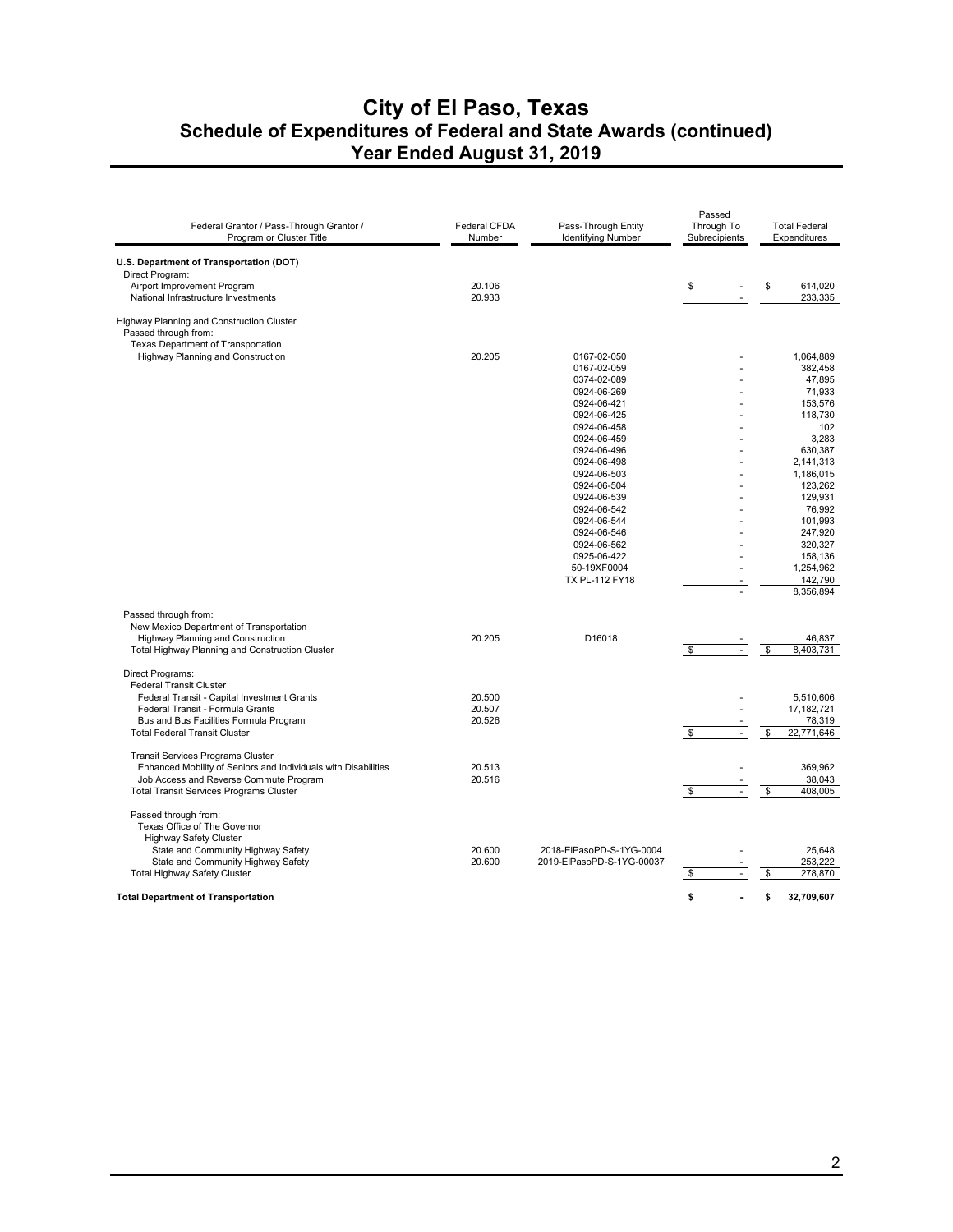# City of El Paso, Texas
## Schedule of Expenditures of Federal and State Awards (continued)
## Year Ended August 31, 2019

| Federal Grantor / Pass-Through Grantor / Program or Cluster Title | Federal CFDA Number | Pass-Through Entity Identifying Number | Passed Through To Subrecipients | Total Federal Expenditures |
|---|---|---|---|---|
| **U.S. Department of Transportation (DOT)** | | | | |
| Direct Program: | | | | |
| Airport Improvement Program | 20.106 | | $ - | $ 614,020 |
| National Infrastructure Investments | 20.933 | | - | 233,335 |
| Highway Planning and Construction Cluster | | | | |
| Passed through from: | | | | |
| Texas Department of Transportation | | | | |
| Highway Planning and Construction | 20.205 | 0167-02-050 | - | 1,064,889 |
| | | 0167-02-059 | - | 382,458 |
| | | 0374-02-089 | - | 47,895 |
| | | 0924-06-269 | - | 71,933 |
| | | 0924-06-421 | - | 153,576 |
| | | 0924-06-425 | - | 118,730 |
| | | 0924-06-458 | - | 102 |
| | | 0924-06-459 | - | 3,283 |
| | | 0924-06-496 | - | 630,387 |
| | | 0924-06-498 | - | 2,141,313 |
| | | 0924-06-503 | - | 1,186,015 |
| | | 0924-06-504 | - | 123,262 |
| | | 0924-06-539 | - | 129,931 |
| | | 0924-06-542 | - | 76,992 |
| | | 0924-06-544 | - | 101,993 |
| | | 0924-06-546 | - | 247,920 |
| | | 0924-06-562 | - | 320,327 |
| | | 0925-06-422 | - | 158,136 |
| | | 50-19XF0004 | - | 1,254,962 |
| | | TX PL-112 FY18 | - | 142,790 |
| | | | - | 8,356,894 |
| Passed through from: | | | | |
| New Mexico Department of Transportation | | | | |
| Highway Planning and Construction | 20.205 | D16018 | - | 46,837 |
| Total Highway Planning and Construction Cluster | | | $ - | $ 8,403,731 |
| Direct Programs: | | | | |
| Federal Transit Cluster | | | | |
| Federal Transit - Capital Investment Grants | 20.500 | | - | 5,510,606 |
| Federal Transit - Formula Grants | 20.507 | | - | 17,182,721 |
| Bus and Bus Facilities Formula Program | 20.526 | | - | 78,319 |
| Total Federal Transit Cluster | | | $ - | $ 22,771,646 |
| Transit Services Programs Cluster | | | | |
| Enhanced Mobility of Seniors and Individuals with Disabilities | 20.513 | | - | 369,962 |
| Job Access and Reverse Commute Program | 20.516 | | - | 38,043 |
| Total Transit Services Programs Cluster | | | $ - | $ 408,005 |
| Passed through from: | | | | |
| Texas Office of The Governor | | | | |
| Highway Safety Cluster | | | | |
| State and Community Highway Safety | 20.600 | 2018-ElPasoPD-S-1YG-0004 | - | 25,648 |
| State and Community Highway Safety | 20.600 | 2019-ElPasoPD-S-1YG-00037 | - | 253,222 |
| Total Highway Safety Cluster | | | $ - | $ 278,870 |
| **Total Department of Transportation** | | | **$ -** | **$ 32,709,607** |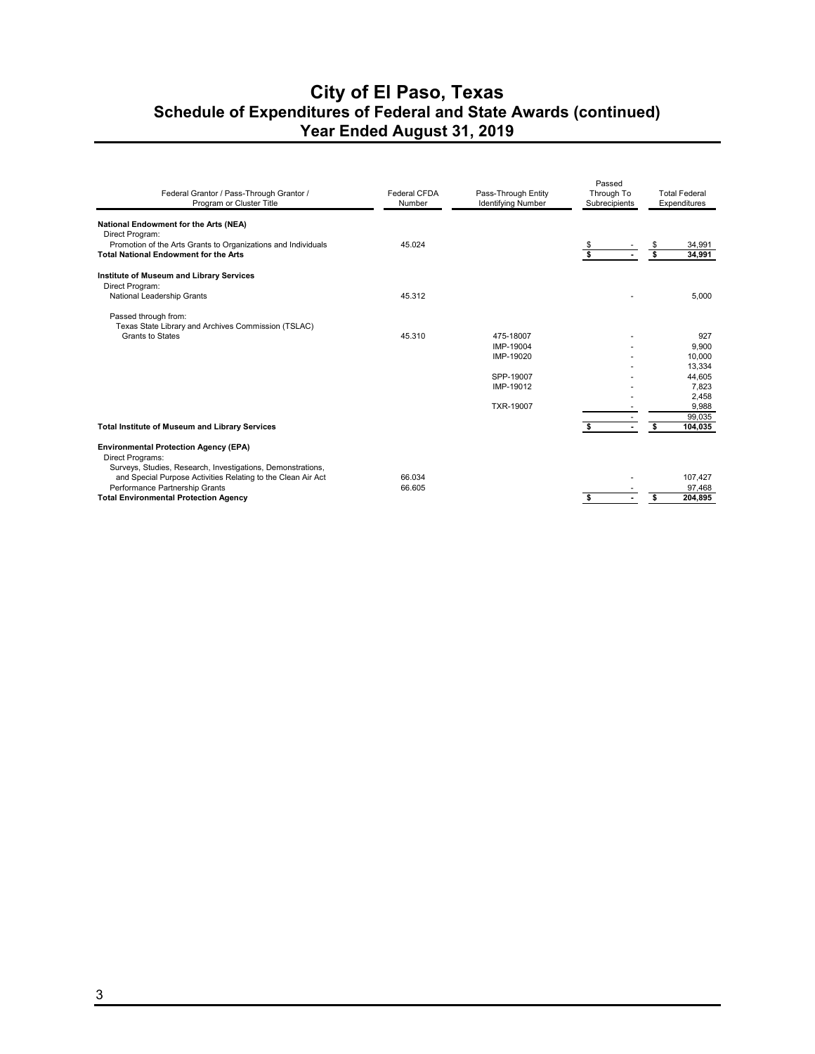# City of El Paso, Texas
## Schedule of Expenditures of Federal and State Awards (continued)
## Year Ended August 31, 2019

| Federal Grantor / Pass-Through Grantor / Program or Cluster Title | Federal CFDA Number | Pass-Through Entity Identifying Number | Passed Through To Subrecipients | Total Federal Expenditures |
|---|---|---|---|---|
| **National Endowment for the Arts (NEA)** | | | | |
| Direct Program: | | | | |
| Promotion of the Arts Grants to Organizations and Individuals | 45.024 | | $ - | $ 34,991 |
| **Total National Endowment for the Arts** | | | **$ -** | **$ 34,991** |
| **Institute of Museum and Library Services** | | | | |
| Direct Program: | | | | |
| National Leadership Grants | 45.312 | | - | 5,000 |
| Passed through from: | | | | |
| Texas State Library and Archives Commission (TSLAC) | | | | |
| Grants to States | 45.310 | 475-18007 | - | 927 |
| | | IMP-19004 | - | 9,900 |
| | | IMP-19020 | - | 10,000 |
| | | | - | 13,334 |
| | | SPP-19007 | - | 44,605 |
| | | IMP-19012 | - | 7,823 |
| | | | - | 2,458 |
| | | TXR-19007 | - | 9,988 |
| | | | - | 99,035 |
| **Total Institute of Museum and Library Services** | | | **$ -** | **$ 104,035** |
| **Environmental Protection Agency (EPA)** | | | | |
| Direct Programs: | | | | |
| Surveys, Studies, Research, Investigations, Demonstrations, and Special Purpose Activities Relating to the Clean Air Act | 66.034 | | - | 107,427 |
| Performance Partnership Grants | 66.605 | | - | 97,468 |
| **Total Environmental Protection Agency** | | | **$ -** | **$ 204,895** |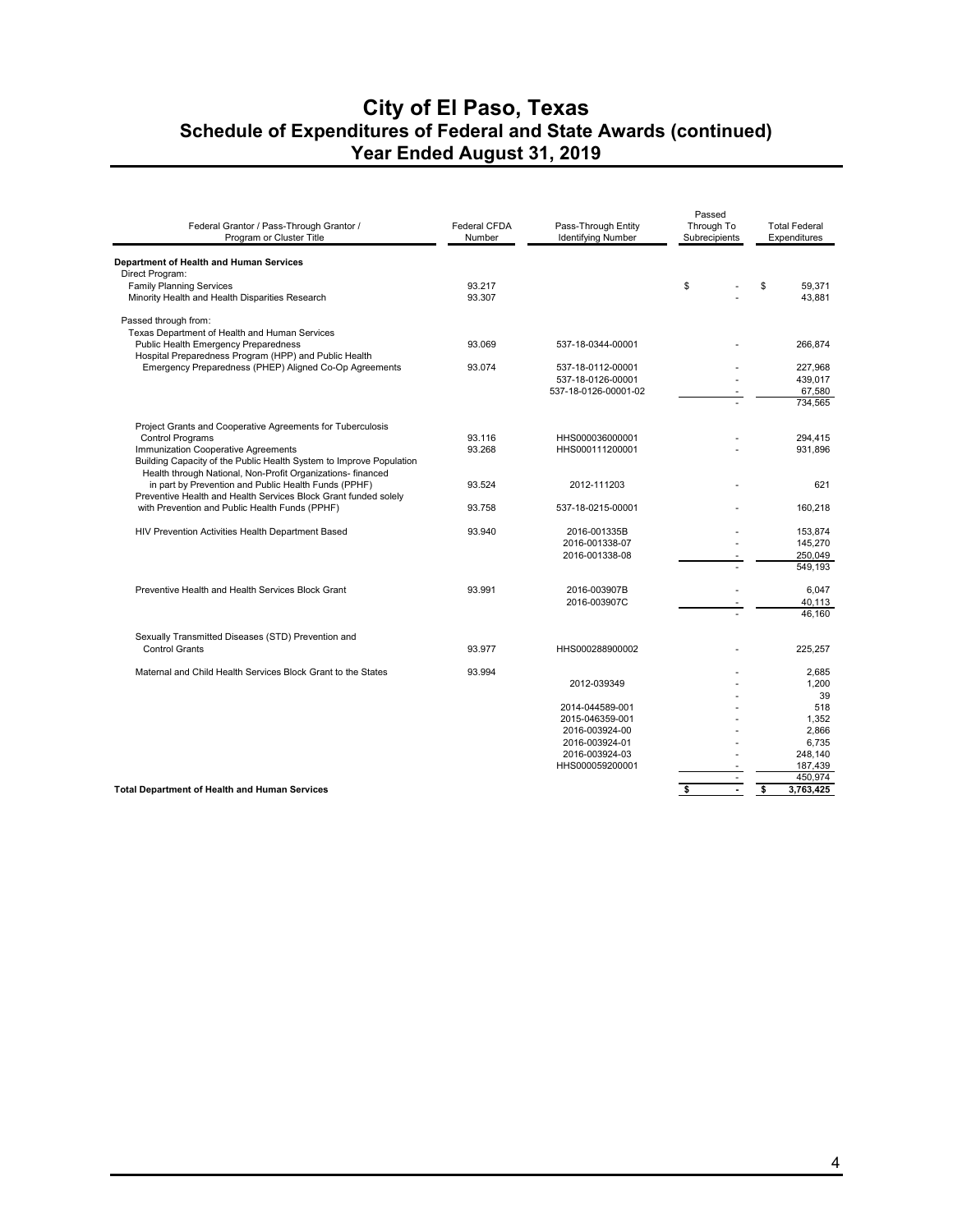# City of El Paso, Texas
## Schedule of Expenditures of Federal and State Awards (continued)
## Year Ended August 31, 2019

| Federal Grantor / Pass-Through Grantor / Program or Cluster Title | Federal CFDA Number | Pass-Through Entity Identifying Number | Passed Through To Subrecipients | Total Federal Expenditures |
|---|---|---|---|---|
| **Department of Health and Human Services** | | | | |
| Direct Program: | | | | |
| Family Planning Services | 93.217 | | $ - | $ 59,371 |
| Minority Health and Health Disparities Research | 93.307 | | - | 43,881 |
| Passed through from: | | | | |
| Texas Department of Health and Human Services | | | | |
| Public Health Emergency Preparedness | 93.069 | 537-18-0344-00001 | - | 266,874 |
| Hospital Preparedness Program (HPP) and Public Health Emergency Preparedness (PHEP) Aligned Co-Op Agreements | 93.074 | 537-18-0112-00001 | - | 227,968 |
| | | 537-18-0126-00001 | - | 439,017 |
| | | 537-18-0126-00001-02 | - | 67,580 |
| | | | - | 734,565 |
| Project Grants and Cooperative Agreements for Tuberculosis Control Programs | 93.116 | HHS000036000001 | - | 294,415 |
| Immunization Cooperative Agreements | 93.268 | HHS000111200001 | - | 931,896 |
| Building Capacity of the Public Health System to Improve Population Health through National, Non-Profit Organizations- financed in part by Prevention and Public Health Funds (PPHF) | 93.524 | 2012-111203 | - | 621 |
| Preventive Health and Health Services Block Grant funded solely with Prevention and Public Health Funds (PPHF) | 93.758 | 537-18-0215-00001 | - | 160,218 |
| HIV Prevention Activities Health Department Based | 93.940 | 2016-001335B | - | 153,874 |
| | | 2016-001338-07 | - | 145,270 |
| | | 2016-001338-08 | - | 250,049 |
| | | | - | 549,193 |
| Preventive Health and Health Services Block Grant | 93.991 | 2016-003907B | - | 6,047 |
| | | 2016-003907C | - | 40,113 |
| | | | - | 46,160 |
| Sexually Transmitted Diseases (STD) Prevention and Control Grants | 93.977 | HHS000288900002 | - | 225,257 |
| Maternal and Child Health Services Block Grant to the States | 93.994 | | - | 2,685 |
| | | 2012-039349 | - | 1,200 |
| | | | - | 39 |
| | | 2014-044589-001 | - | 518 |
| | | 2015-046359-001 | - | 1,352 |
| | | 2016-003924-00 | - | 2,866 |
| | | 2016-003924-01 | - | 6,735 |
| | | 2016-003924-03 | - | 248,140 |
| | | HHS000059200001 | - | 187,439 |
| | | | - | 450,974 |
| **Total Department of Health and Human Services** | | | **$ -** | **$ 3,763,425** |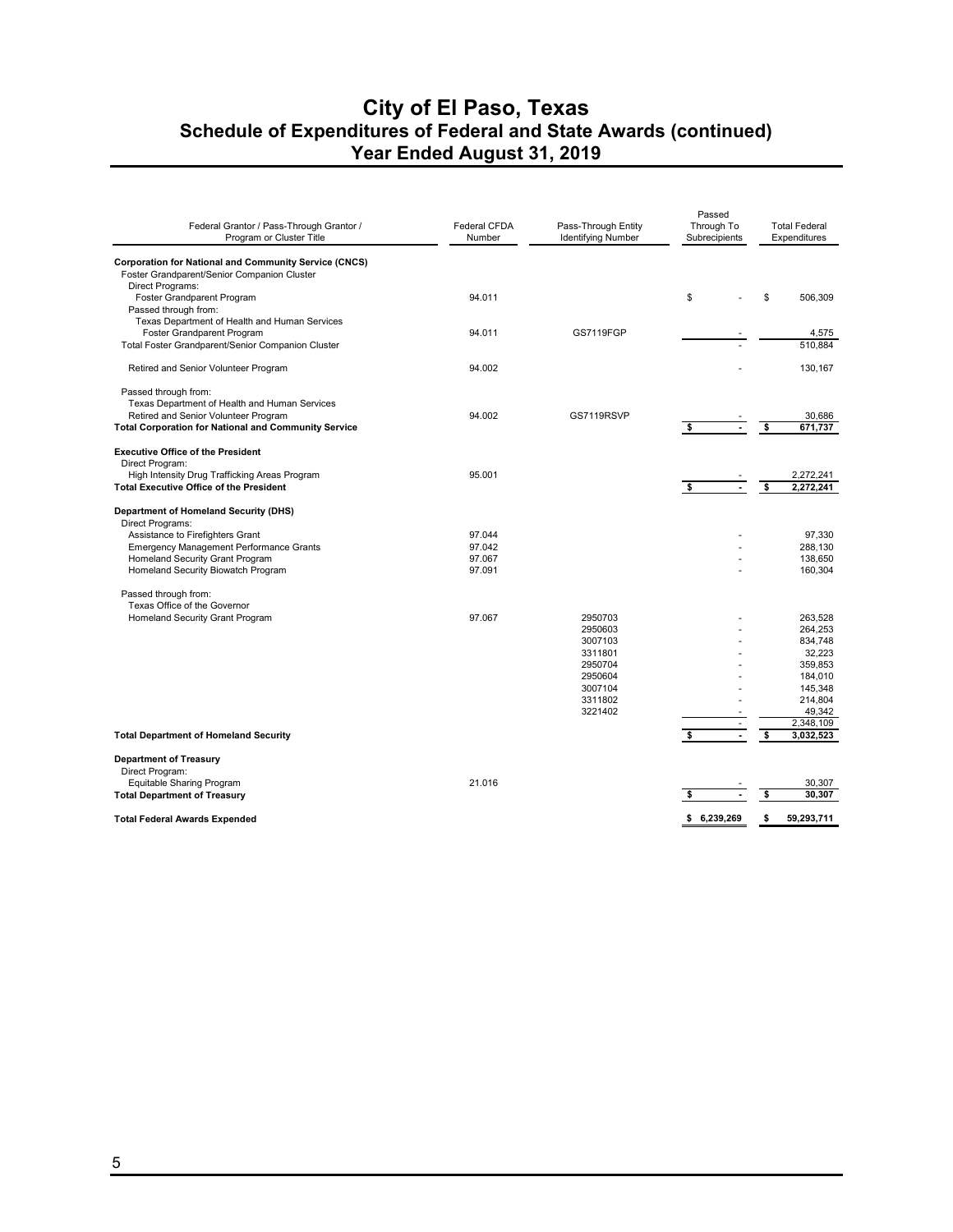# City of El Paso, Texas
## Schedule of Expenditures of Federal and State Awards (continued)
## Year Ended August 31, 2019

| Federal Grantor / Pass-Through Grantor / Program or Cluster Title | Federal CFDA Number | Pass-Through Entity Identifying Number | Passed Through To Subrecipients | Total Federal Expenditures |
|---|---|---|---|---|
| **Corporation for National and Community Service (CNCS)** | | | | |
| Foster Grandparent/Senior Companion Cluster | | | | |
| Direct Programs: | | | | |
| Foster Grandparent Program | 94.011 | | $ - | $ 506,309 |
| Passed through from: | | | | |
| Texas Department of Health and Human Services | | | | |
| Foster Grandparent Program | 94.011 | GS7119FGP | - | 4,575 |
| Total Foster Grandparent/Senior Companion Cluster | | | - | 510,884 |
| Retired and Senior Volunteer Program | 94.002 | | - | 130,167 |
| Passed through from: | | | | |
| Texas Department of Health and Human Services | | | | |
| Retired and Senior Volunteer Program | 94.002 | GS7119RSVP | - | 30,686 |
| **Total Corporation for National and Community Service** | | | **$ -** | **$ 671,737** |
| **Executive Office of the President** | | | | |
| Direct Program: | | | | |
| High Intensity Drug Trafficking Areas Program | 95.001 | | - | 2,272,241 |
| **Total Executive Office of the President** | | | **$ -** | **$ 2,272,241** |
| **Department of Homeland Security (DHS)** | | | | |
| Direct Programs: | | | | |
| Assistance to Firefighters Grant | 97.044 | | - | 97,330 |
| Emergency Management Performance Grants | 97.042 | | - | 288,130 |
| Homeland Security Grant Program | 97.067 | | - | 138,650 |
| Homeland Security Biowatch Program | 97.091 | | - | 160,304 |
| Passed through from: | | | | |
| Texas Office of the Governor | | | | |
| Homeland Security Grant Program | 97.067 | 2950703 | - | 263,528 |
| | | 2950603 | - | 264,253 |
| | | 3007103 | - | 834,748 |
| | | 3311801 | - | 32,223 |
| | | 2950704 | - | 359,853 |
| | | 2950604 | - | 184,010 |
| | | 3007104 | - | 145,348 |
| | | 3311802 | - | 214,804 |
| | | 3221402 | - | 49,342 |
| | | | - | 2,348,109 |
| **Total Department of Homeland Security** | | | **$ -** | **$ 3,032,523** |
| **Department of Treasury** | | | | |
| Direct Program: | | | | |
| Equitable Sharing Program | 21.016 | | - | 30,307 |
| **Total Department of Treasury** | | | **$ -** | **$ 30,307** |
| **Total Federal Awards Expended** | | | **$ 6,239,269** | **$ 59,293,711** |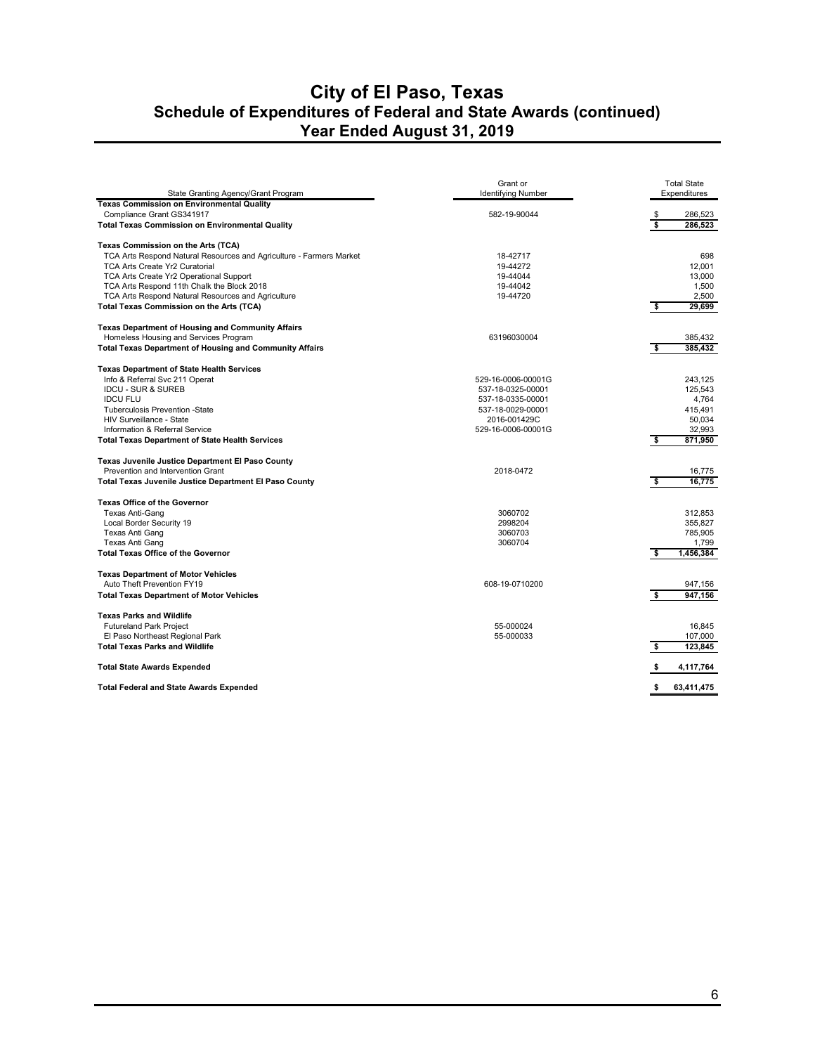# City of El Paso, Texas
## Schedule of Expenditures of Federal and State Awards (continued)
## Year Ended August 31, 2019

| State Granting Agency/Grant Program | Grant or Identifying Number | Total State Expenditures |
|---|---|---|
| **Texas Commission on Environmental Quality** | | |
| Compliance Grant GS341917 | 582-19-90044 | $ 286,523 |
| **Total Texas Commission on Environmental Quality** | | **$ 286,523** |
| | | |
| **Texas Commission on the Arts (TCA)** | | |
| TCA Arts Respond Natural Resources and Agriculture - Farmers Market | 18-42717 | 698 |
| TCA Arts Create Yr2 Curatorial | 19-44272 | 12,001 |
| TCA Arts Create Yr2 Operational Support | 19-44044 | 13,000 |
| TCA Arts Respond 11th Chalk the Block 2018 | 19-44042 | 1,500 |
| TCA Arts Respond Natural Resources and Agriculture | 19-44720 | 2,500 |
| **Total Texas Commission on the Arts (TCA)** | | **$ 29,699** |
| | | |
| **Texas Department of Housing and Community Affairs** | | |
| Homeless Housing and Services Program | 63196030004 | 385,432 |
| **Total Texas Department of Housing and Community Affairs** | | **$ 385,432** |
| | | |
| **Texas Department of State Health Services** | | |
| Info & Referral Svc 211 Operat | 529-16-0006-00001G | 243,125 |
| IDCU - SUR & SUREB | 537-18-0325-00001 | 125,543 |
| IDCU FLU | 537-18-0335-00001 | 4,764 |
| Tuberculosis Prevention -State | 537-18-0029-00001 | 415,491 |
| HIV Surveillance - State | 2016-001429C | 50,034 |
| Information & Referral Service | 529-16-0006-00001G | 32,993 |
| **Total Texas Department of State Health Services** | | **$ 871,950** |
| | | |
| **Texas Juvenile Justice Department El Paso County** | | |
| Prevention and Intervention Grant | 2018-0472 | 16,775 |
| **Total Texas Juvenile Justice Department El Paso County** | | **$ 16,775** |
| | | |
| **Texas Office of the Governor** | | |
| Texas Anti-Gang | 3060702 | 312,853 |
| Local Border Security 19 | 2998204 | 355,827 |
| Texas Anti Gang | 3060703 | 785,905 |
| Texas Anti Gang | 3060704 | 1,799 |
| **Total Texas Office of the Governor** | | **$ 1,456,384** |
| | | |
| **Texas Department of Motor Vehicles** | | |
| Auto Theft Prevention FY19 | 608-19-0710200 | 947,156 |
| **Total Texas Department of Motor Vehicles** | | **$ 947,156** |
| | | |
| **Texas Parks and Wildlife** | | |
| Futureland Park Project | 55-000024 | 16,845 |
| El Paso Northeast Regional Park | 55-000033 | 107,000 |
| **Total Texas Parks and Wildlife** | | **$ 123,845** |
| | | |
| **Total State Awards Expended** | | **$ 4,117,764** |
| | | |
| **Total Federal and State Awards Expended** | | **$ 63,411,475** |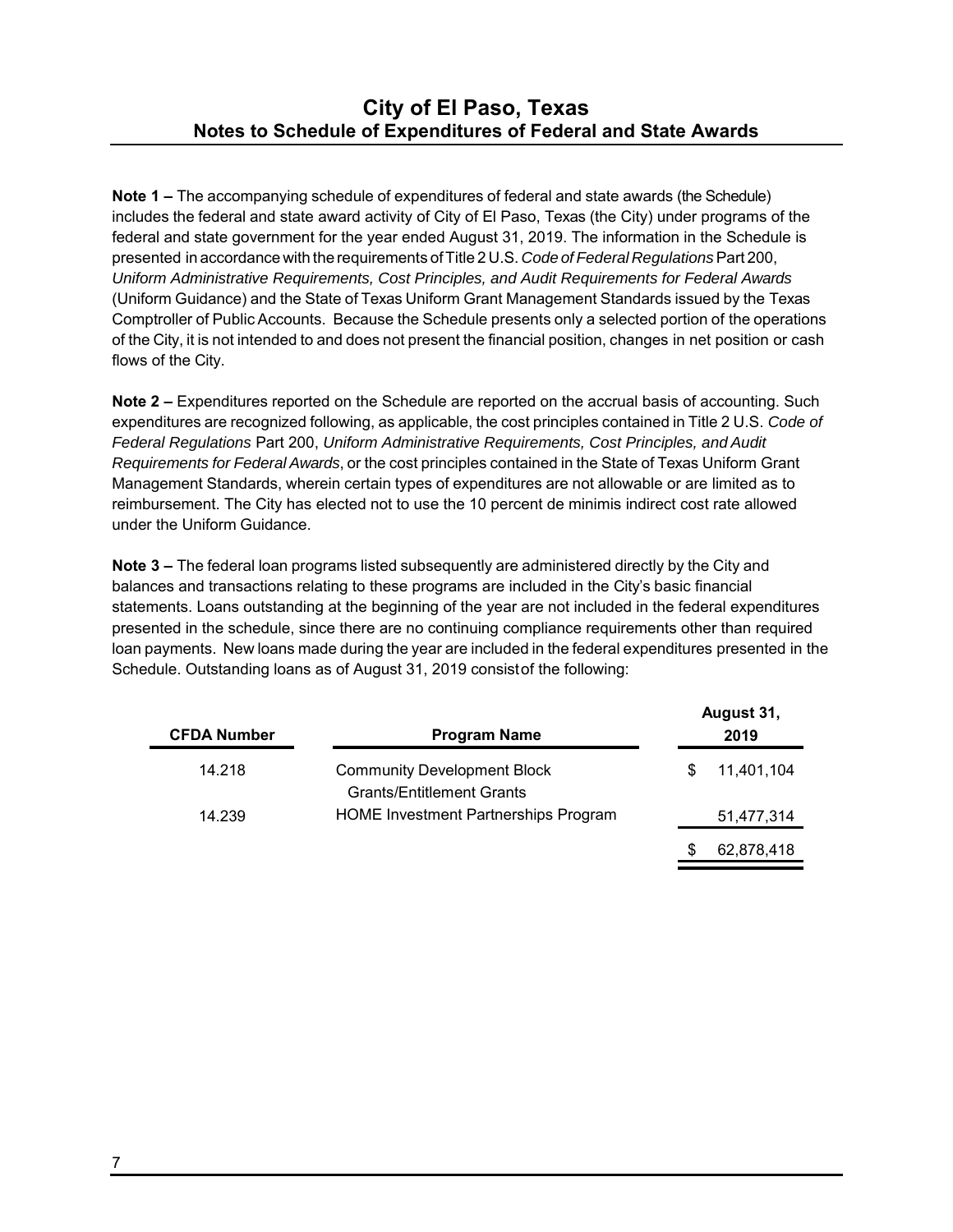# City of El Paso, Texas

## Notes to Schedule of Expenditures of Federal and State Awards

**Note 1 –** The accompanying schedule of expenditures of federal and state awards (the Schedule) includes the federal and state award activity of City of El Paso, Texas (the City) under programs of the federal and state government for the year ended August 31, 2019. The information in the Schedule is presented in accordance with the requirements of Title 2 U.S. *Code of Federal Regulations* Part 200, *Uniform Administrative Requirements, Cost Principles, and Audit Requirements for Federal Awards* (Uniform Guidance) and the State of Texas Uniform Grant Management Standards issued by the Texas Comptroller of Public Accounts. Because the Schedule presents only a selected portion of the operations of the City, it is not intended to and does not present the financial position, changes in net position or cash flows of the City.

**Note 2 –** Expenditures reported on the Schedule are reported on the accrual basis of accounting. Such expenditures are recognized following, as applicable, the cost principles contained in Title 2 U.S. *Code of Federal Regulations* Part 200, *Uniform Administrative Requirements, Cost Principles, and Audit Requirements for Federal Awards*, or the cost principles contained in the State of Texas Uniform Grant Management Standards, wherein certain types of expenditures are not allowable or are limited as to reimbursement. The City has elected not to use the 10 percent de minimis indirect cost rate allowed under the Uniform Guidance.

**Note 3 –** The federal loan programs listed subsequently are administered directly by the City and balances and transactions relating to these programs are included in the City's basic financial statements. Loans outstanding at the beginning of the year are not included in the federal expenditures presented in the schedule, since there are no continuing compliance requirements other than required loan payments. New loans made during the year are included in the federal expenditures presented in the Schedule. Outstanding loans as of August 31, 2019 consist of the following:

| CFDA Number | Program Name | August 31, 2019 |
|---|---|---|
| 14.218 | Community Development Block Grants/Entitlement Grants | $ 11,401,104 |
| 14.239 | HOME Investment Partnerships Program | 51,477,314 |
| | | $ 62,878,418 |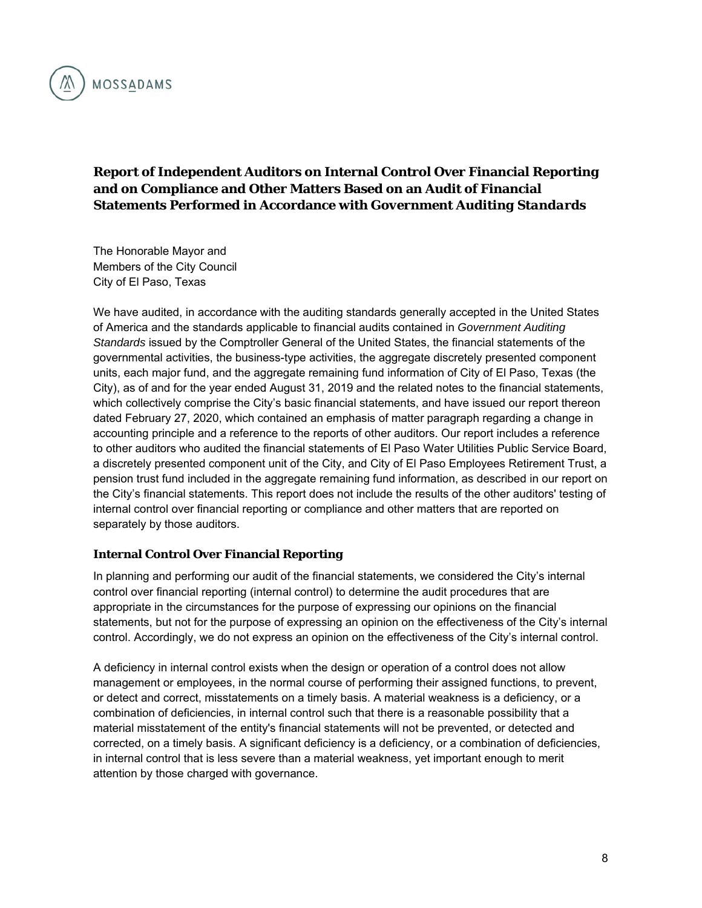MOSSADAMS

## Report of Independent Auditors on Internal Control Over Financial Reporting and on Compliance and Other Matters Based on an Audit of Financial Statements Performed in Accordance with *Government Auditing Standards*

The Honorable Mayor and
Members of the City Council
City of El Paso, Texas

We have audited, in accordance with the auditing standards generally accepted in the United States of America and the standards applicable to financial audits contained in *Government Auditing Standards* issued by the Comptroller General of the United States, the financial statements of the governmental activities, the business-type activities, the aggregate discretely presented component units, each major fund, and the aggregate remaining fund information of City of El Paso, Texas (the City), as of and for the year ended August 31, 2019 and the related notes to the financial statements, which collectively comprise the City's basic financial statements, and have issued our report thereon dated February 27, 2020, which contained an emphasis of matter paragraph regarding a change in accounting principle and a reference to the reports of other auditors. Our report includes a reference to other auditors who audited the financial statements of El Paso Water Utilities Public Service Board, a discretely presented component unit of the City, and City of El Paso Employees Retirement Trust, a pension trust fund included in the aggregate remaining fund information, as described in our report on the City's financial statements. This report does not include the results of the other auditors' testing of internal control over financial reporting or compliance and other matters that are reported on separately by those auditors.

### Internal Control Over Financial Reporting

In planning and performing our audit of the financial statements, we considered the City's internal control over financial reporting (internal control) to determine the audit procedures that are appropriate in the circumstances for the purpose of expressing our opinions on the financial statements, but not for the purpose of expressing an opinion on the effectiveness of the City's internal control. Accordingly, we do not express an opinion on the effectiveness of the City's internal control.

A deficiency in internal control exists when the design or operation of a control does not allow management or employees, in the normal course of performing their assigned functions, to prevent, or detect and correct, misstatements on a timely basis. A material weakness is a deficiency, or a combination of deficiencies, in internal control such that there is a reasonable possibility that a material misstatement of the entity's financial statements will not be prevented, or detected and corrected, on a timely basis. A significant deficiency is a deficiency, or a combination of deficiencies, in internal control that is less severe than a material weakness, yet important enough to merit attention by those charged with governance.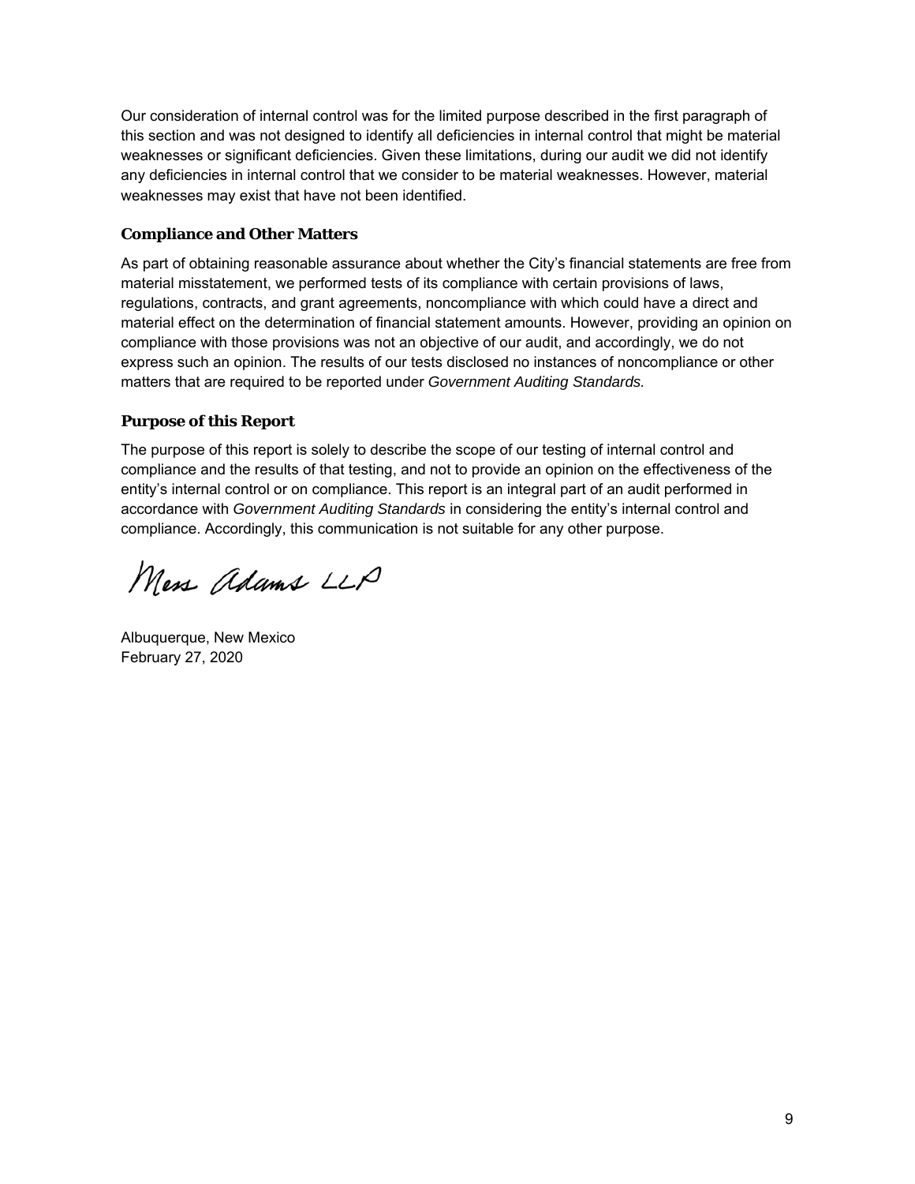Our consideration of internal control was for the limited purpose described in the first paragraph of this section and was not designed to identify all deficiencies in internal control that might be material weaknesses or significant deficiencies. Given these limitations, during our audit we did not identify any deficiencies in internal control that we consider to be material weaknesses. However, material weaknesses may exist that have not been identified.

### Compliance and Other Matters

As part of obtaining reasonable assurance about whether the City's financial statements are free from material misstatement, we performed tests of its compliance with certain provisions of laws, regulations, contracts, and grant agreements, noncompliance with which could have a direct and material effect on the determination of financial statement amounts. However, providing an opinion on compliance with those provisions was not an objective of our audit, and accordingly, we do not express such an opinion. The results of our tests disclosed no instances of noncompliance or other matters that are required to be reported under *Government Auditing Standards.*

### Purpose of this Report

The purpose of this report is solely to describe the scope of our testing of internal control and compliance and the results of that testing, and not to provide an opinion on the effectiveness of the entity's internal control or on compliance. This report is an integral part of an audit performed in accordance with *Government Auditing Standards* in considering the entity's internal control and compliance. Accordingly, this communication is not suitable for any other purpose.

Moss Adams LLP

Albuquerque, New Mexico
February 27, 2020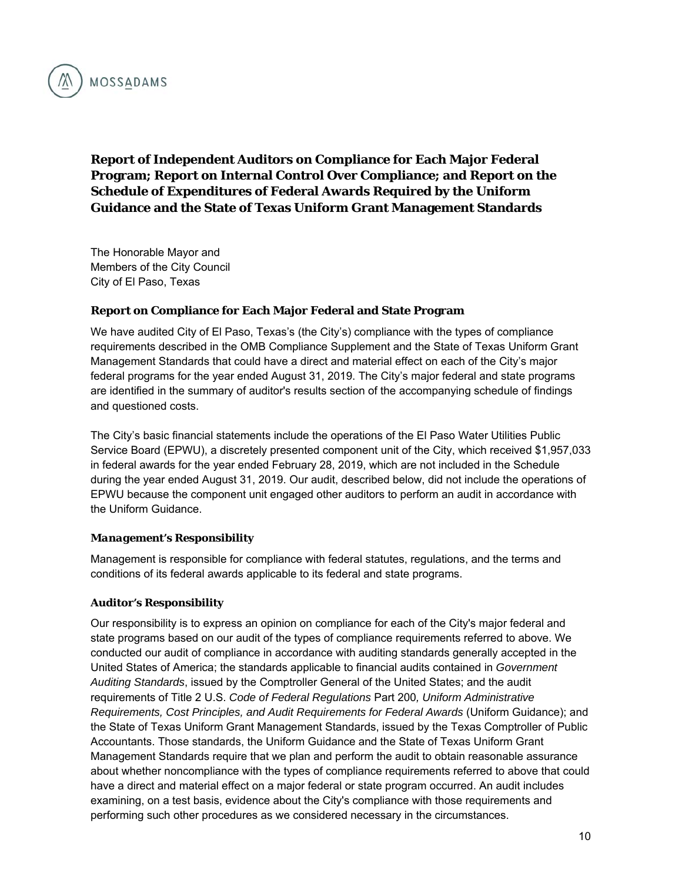## Report of Independent Auditors on Compliance for Each Major Federal Program; Report on Internal Control Over Compliance; and Report on the Schedule of Expenditures of Federal Awards Required by the Uniform Guidance and the State of Texas Uniform Grant Management Standards

The Honorable Mayor and
Members of the City Council
City of El Paso, Texas

### Report on Compliance for Each Major Federal and State Program

We have audited City of El Paso, Texas's (the City's) compliance with the types of compliance requirements described in the OMB Compliance Supplement and the State of Texas Uniform Grant Management Standards that could have a direct and material effect on each of the City's major federal programs for the year ended August 31, 2019. The City's major federal and state programs are identified in the summary of auditor's results section of the accompanying schedule of findings and questioned costs.

The City's basic financial statements include the operations of the El Paso Water Utilities Public Service Board (EPWU), a discretely presented component unit of the City, which received $1,957,033 in federal awards for the year ended February 28, 2019, which are not included in the Schedule during the year ended August 31, 2019. Our audit, described below, did not include the operations of EPWU because the component unit engaged other auditors to perform an audit in accordance with the Uniform Guidance.

#### *Management's Responsibility*

Management is responsible for compliance with federal statutes, regulations, and the terms and conditions of its federal awards applicable to its federal and state programs.

#### Auditor's Responsibility

Our responsibility is to express an opinion on compliance for each of the City's major federal and state programs based on our audit of the types of compliance requirements referred to above. We conducted our audit of compliance in accordance with auditing standards generally accepted in the United States of America; the standards applicable to financial audits contained in *Government Auditing Standards*, issued by the Comptroller General of the United States; and the audit requirements of Title 2 U.S. *Code of Federal Regulations* Part 200*, Uniform Administrative Requirements, Cost Principles, and Audit Requirements for Federal Awards* (Uniform Guidance); and the State of Texas Uniform Grant Management Standards, issued by the Texas Comptroller of Public Accountants. Those standards, the Uniform Guidance and the State of Texas Uniform Grant Management Standards require that we plan and perform the audit to obtain reasonable assurance about whether noncompliance with the types of compliance requirements referred to above that could have a direct and material effect on a major federal or state program occurred. An audit includes examining, on a test basis, evidence about the City's compliance with those requirements and performing such other procedures as we considered necessary in the circumstances.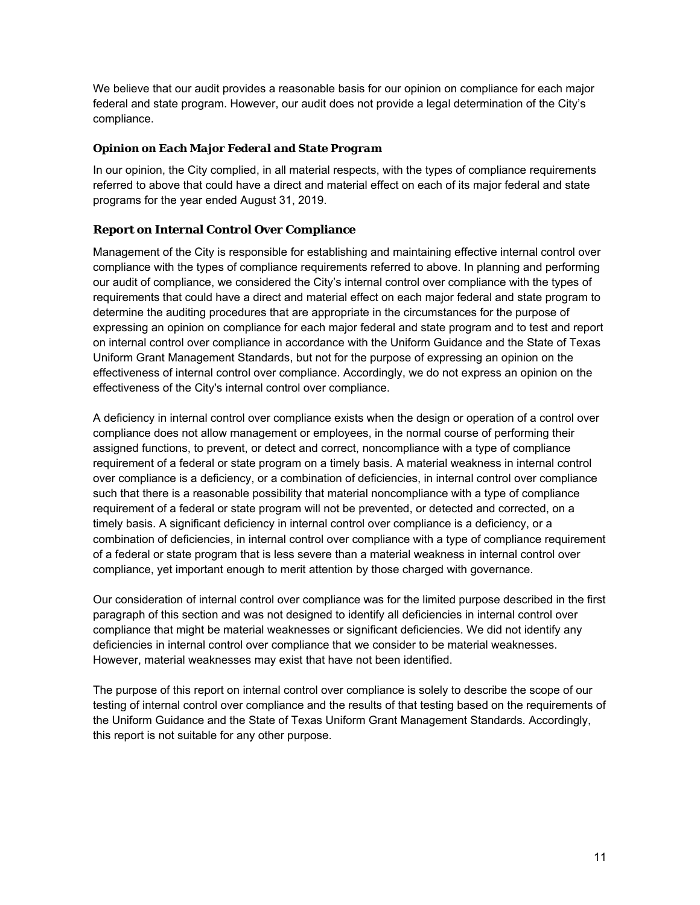We believe that our audit provides a reasonable basis for our opinion on compliance for each major federal and state program. However, our audit does not provide a legal determination of the City's compliance.

### *Opinion on Each Major Federal and State Program*

In our opinion, the City complied, in all material respects, with the types of compliance requirements referred to above that could have a direct and material effect on each of its major federal and state programs for the year ended August 31, 2019.

## Report on Internal Control Over Compliance

Management of the City is responsible for establishing and maintaining effective internal control over compliance with the types of compliance requirements referred to above. In planning and performing our audit of compliance, we considered the City's internal control over compliance with the types of requirements that could have a direct and material effect on each major federal and state program to determine the auditing procedures that are appropriate in the circumstances for the purpose of expressing an opinion on compliance for each major federal and state program and to test and report on internal control over compliance in accordance with the Uniform Guidance and the State of Texas Uniform Grant Management Standards, but not for the purpose of expressing an opinion on the effectiveness of internal control over compliance. Accordingly, we do not express an opinion on the effectiveness of the City's internal control over compliance.

A deficiency in internal control over compliance exists when the design or operation of a control over compliance does not allow management or employees, in the normal course of performing their assigned functions, to prevent, or detect and correct, noncompliance with a type of compliance requirement of a federal or state program on a timely basis. A material weakness in internal control over compliance is a deficiency, or a combination of deficiencies, in internal control over compliance such that there is a reasonable possibility that material noncompliance with a type of compliance requirement of a federal or state program will not be prevented, or detected and corrected, on a timely basis. A significant deficiency in internal control over compliance is a deficiency, or a combination of deficiencies, in internal control over compliance with a type of compliance requirement of a federal or state program that is less severe than a material weakness in internal control over compliance, yet important enough to merit attention by those charged with governance.

Our consideration of internal control over compliance was for the limited purpose described in the first paragraph of this section and was not designed to identify all deficiencies in internal control over compliance that might be material weaknesses or significant deficiencies. We did not identify any deficiencies in internal control over compliance that we consider to be material weaknesses. However, material weaknesses may exist that have not been identified.

The purpose of this report on internal control over compliance is solely to describe the scope of our testing of internal control over compliance and the results of that testing based on the requirements of the Uniform Guidance and the State of Texas Uniform Grant Management Standards. Accordingly, this report is not suitable for any other purpose.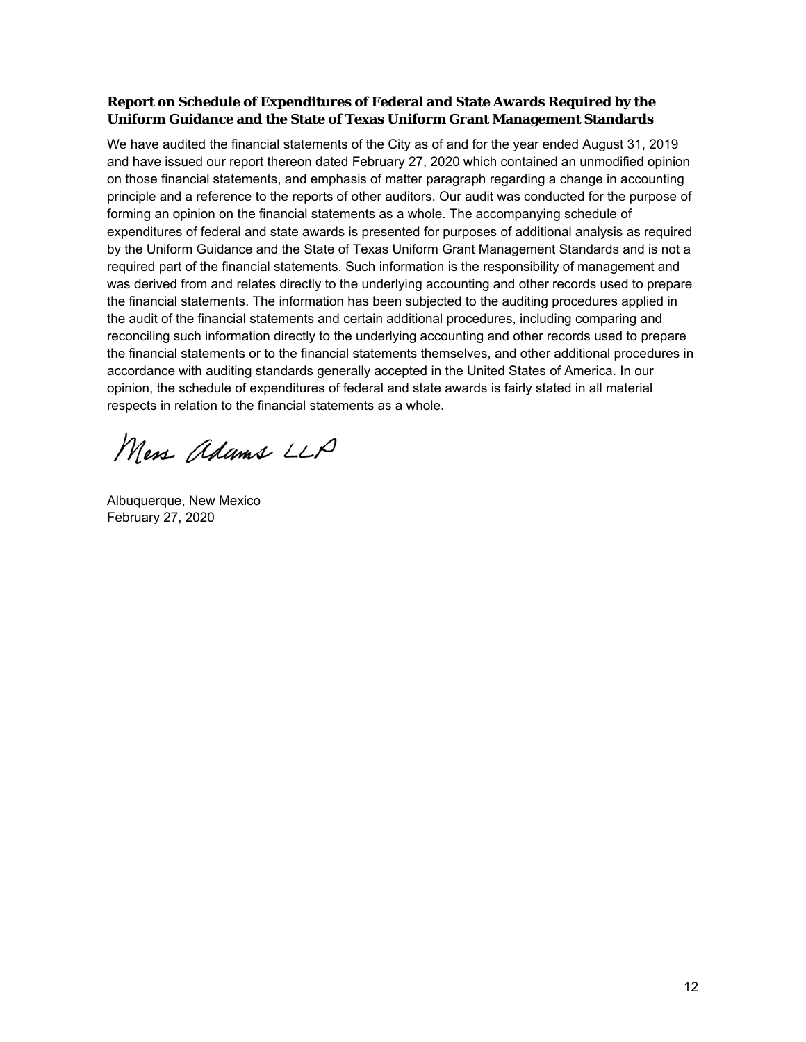### Report on Schedule of Expenditures of Federal and State Awards Required by the Uniform Guidance and the State of Texas Uniform Grant Management Standards

We have audited the financial statements of the City as of and for the year ended August 31, 2019 and have issued our report thereon dated February 27, 2020 which contained an unmodified opinion on those financial statements, and emphasis of matter paragraph regarding a change in accounting principle and a reference to the reports of other auditors. Our audit was conducted for the purpose of forming an opinion on the financial statements as a whole. The accompanying schedule of expenditures of federal and state awards is presented for purposes of additional analysis as required by the Uniform Guidance and the State of Texas Uniform Grant Management Standards and is not a required part of the financial statements. Such information is the responsibility of management and was derived from and relates directly to the underlying accounting and other records used to prepare the financial statements. The information has been subjected to the auditing procedures applied in the audit of the financial statements and certain additional procedures, including comparing and reconciling such information directly to the underlying accounting and other records used to prepare the financial statements or to the financial statements themselves, and other additional procedures in accordance with auditing standards generally accepted in the United States of America. In our opinion, the schedule of expenditures of federal and state awards is fairly stated in all material respects in relation to the financial statements as a whole.

Moss Adams LLP

Albuquerque, New Mexico
February 27, 2020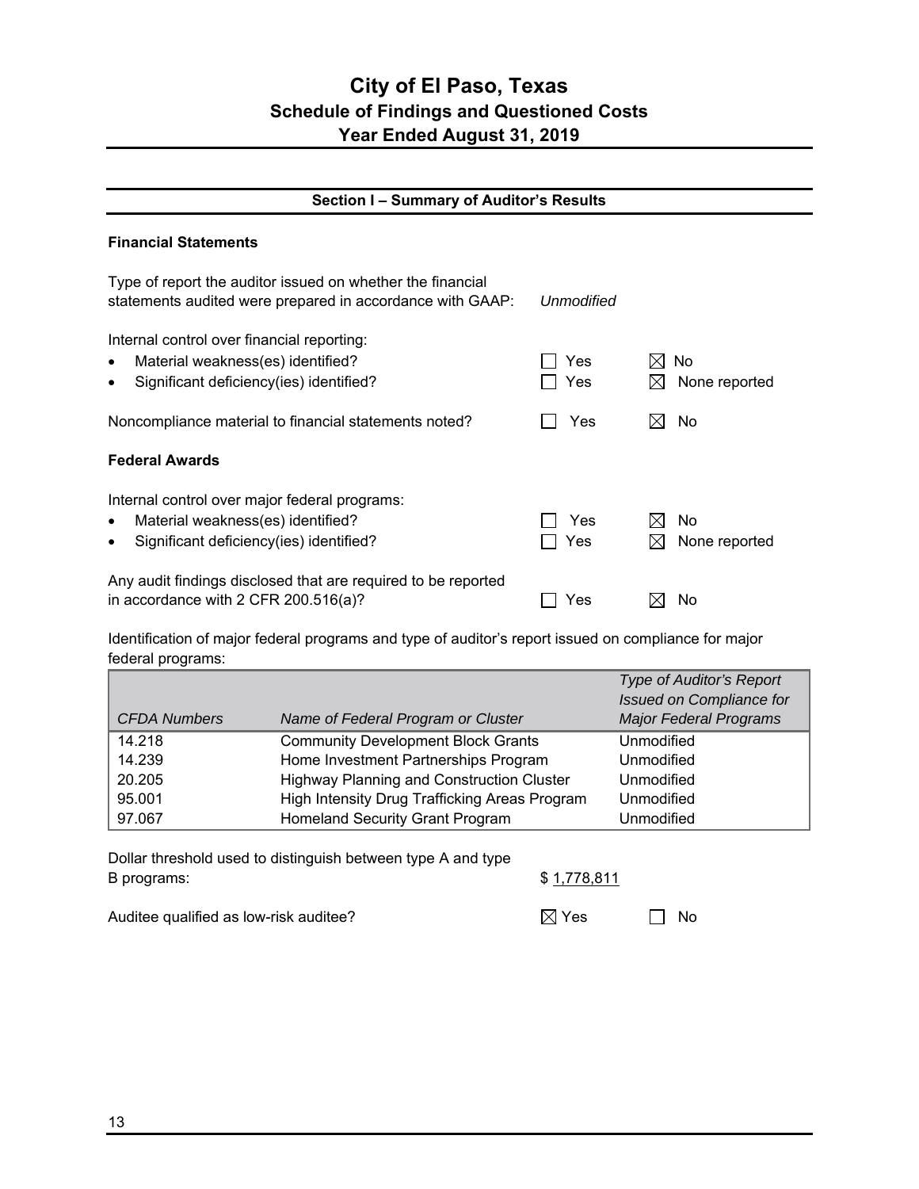# City of El Paso, Texas
## Schedule of Findings and Questioned Costs
## Year Ended August 31, 2019

### Section I – Summary of Auditor's Results

**Financial Statements**

Type of report the auditor issued on whether the financial statements audited were prepared in accordance with GAAP: *Unmodified*

Internal control over financial reporting:

- Material weakness(es) identified? ☐ Yes ☒ No
- Significant deficiency(ies) identified? ☐ Yes ☒ None reported

Noncompliance material to financial statements noted? ☐ Yes ☒ No

**Federal Awards**

Internal control over major federal programs:

- Material weakness(es) identified? ☐ Yes ☒ No
- Significant deficiency(ies) identified? ☐ Yes ☒ None reported

Any audit findings disclosed that are required to be reported in accordance with 2 CFR 200.516(a)? ☐ Yes ☒ No

Identification of major federal programs and type of auditor's report issued on compliance for major federal programs:

| *CFDA Numbers* | *Name of Federal Program or Cluster* | *Type of Auditor's Report Issued on Compliance for Major Federal Programs* |
|---|---|---|
| 14.218 | Community Development Block Grants | Unmodified |
| 14.239 | Home Investment Partnerships Program | Unmodified |
| 20.205 | Highway Planning and Construction Cluster | Unmodified |
| 95.001 | High Intensity Drug Trafficking Areas Program | Unmodified |
| 97.067 | Homeland Security Grant Program | Unmodified |

Dollar threshold used to distinguish between type A and type B programs: $ 1,778,811

Auditee qualified as low-risk auditee? ☒ Yes ☐ No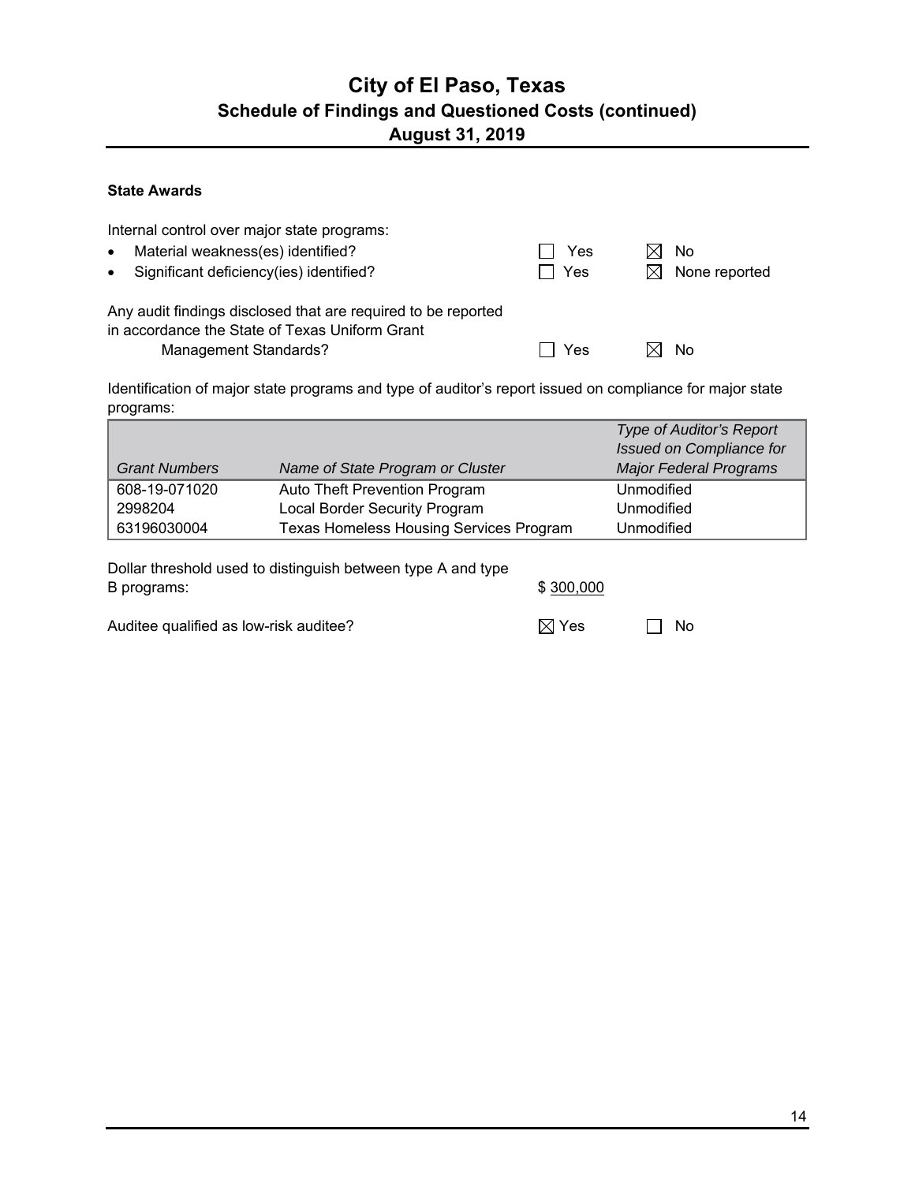# City of El Paso, Texas
## Schedule of Findings and Questioned Costs (continued)
## August 31, 2019

**State Awards**

Internal control over major state programs:

- Material weakness(es) identified? ☐ Yes ☒ No
- Significant deficiency(ies) identified? ☐ Yes ☒ None reported

Any audit findings disclosed that are required to be reported in accordance the State of Texas Uniform Grant Management Standards? ☐ Yes ☒ No

Identification of major state programs and type of auditor's report issued on compliance for major state programs:

| *Grant Numbers* | *Name of State Program or Cluster* | *Type of Auditor's Report Issued on Compliance for Major Federal Programs* |
|---|---|---|
| 608-19-071020 | Auto Theft Prevention Program | Unmodified |
| 2998204 | Local Border Security Program | Unmodified |
| 63196030004 | Texas Homeless Housing Services Program | Unmodified |

Dollar threshold used to distinguish between type A and type B programs: $ 300,000

Auditee qualified as low-risk auditee? ☒ Yes ☐ No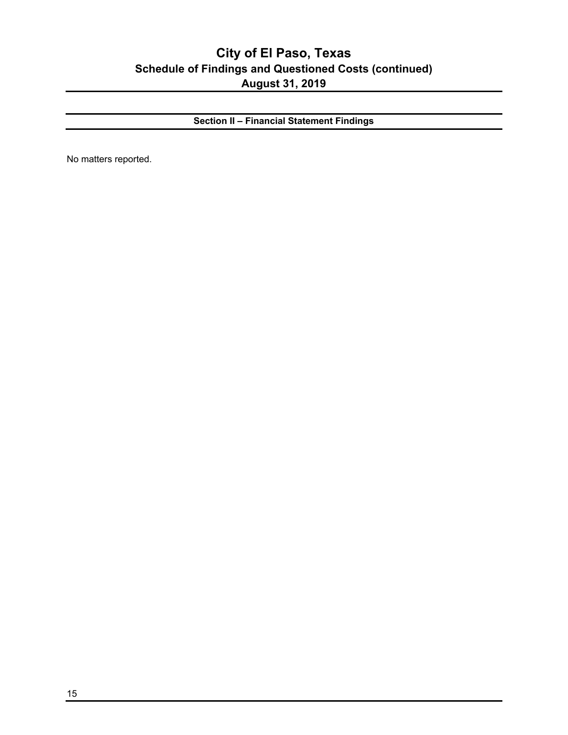# City of El Paso, Texas
## Schedule of Findings and Questioned Costs (continued)
## August 31, 2019

### Section II – Financial Statement Findings

No matters reported.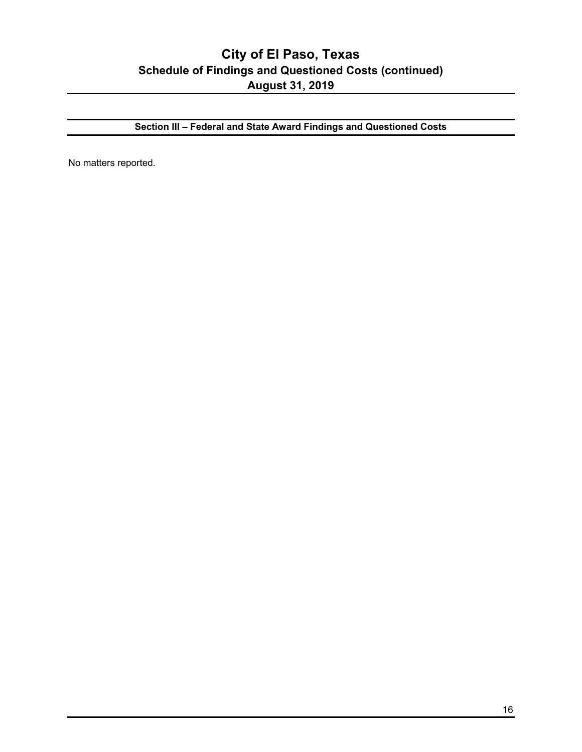# City of El Paso, Texas
## Schedule of Findings and Questioned Costs (continued)
## August 31, 2019

### Section III – Federal and State Award Findings and Questioned Costs

No matters reported.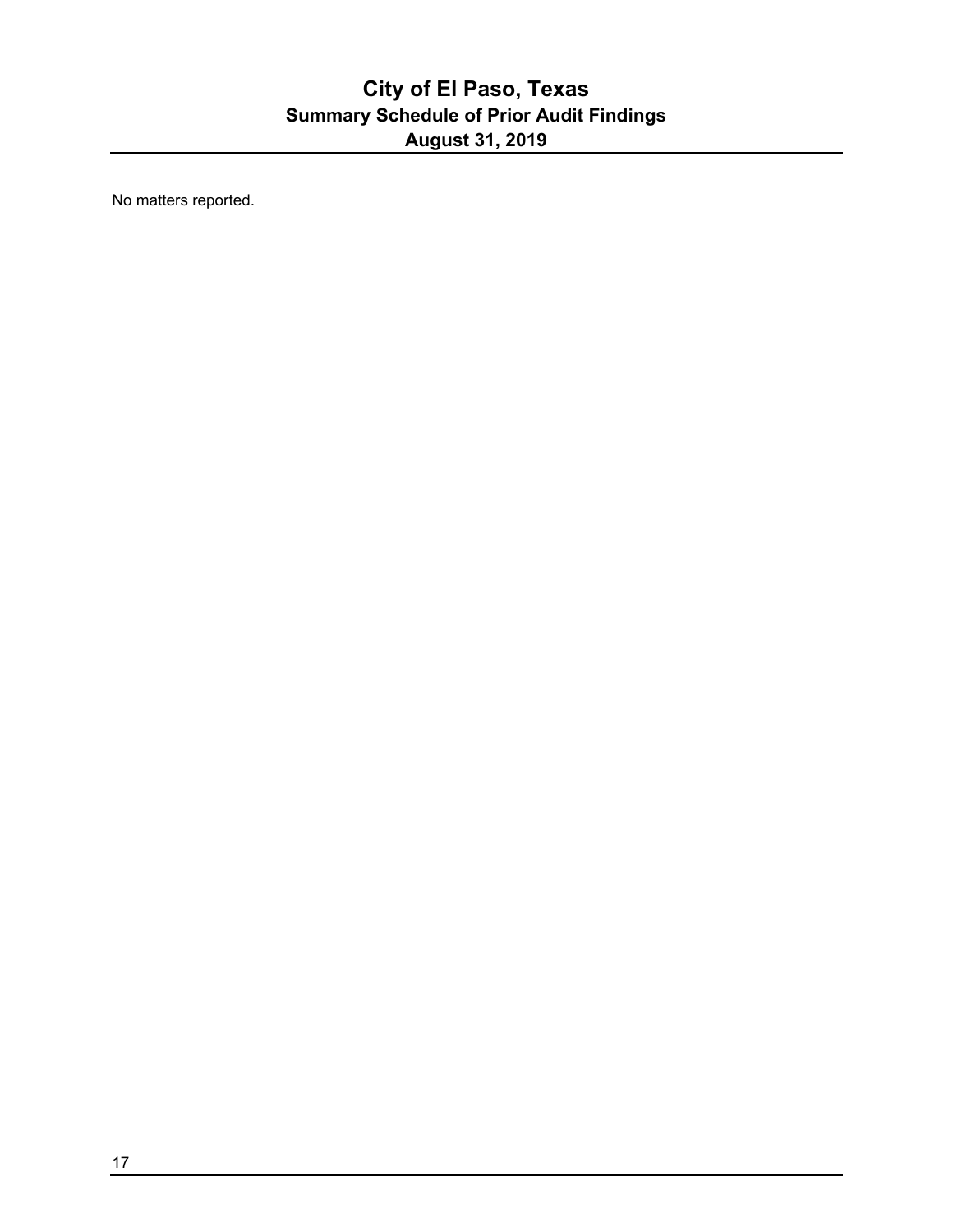# City of El Paso, Texas
## Summary Schedule of Prior Audit Findings
## August 31, 2019

No matters reported.